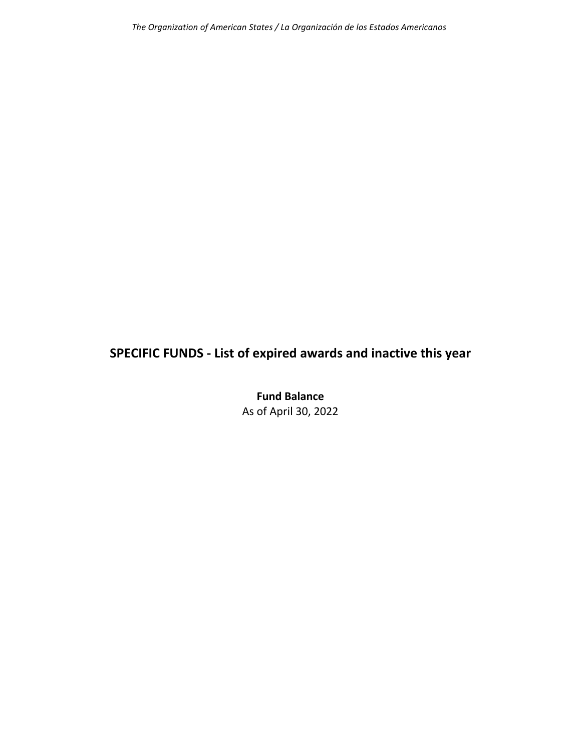# SPECIFIC FUNDS - List of expired awards and inactive this year

**Fund Balance**

As of April 30, 2022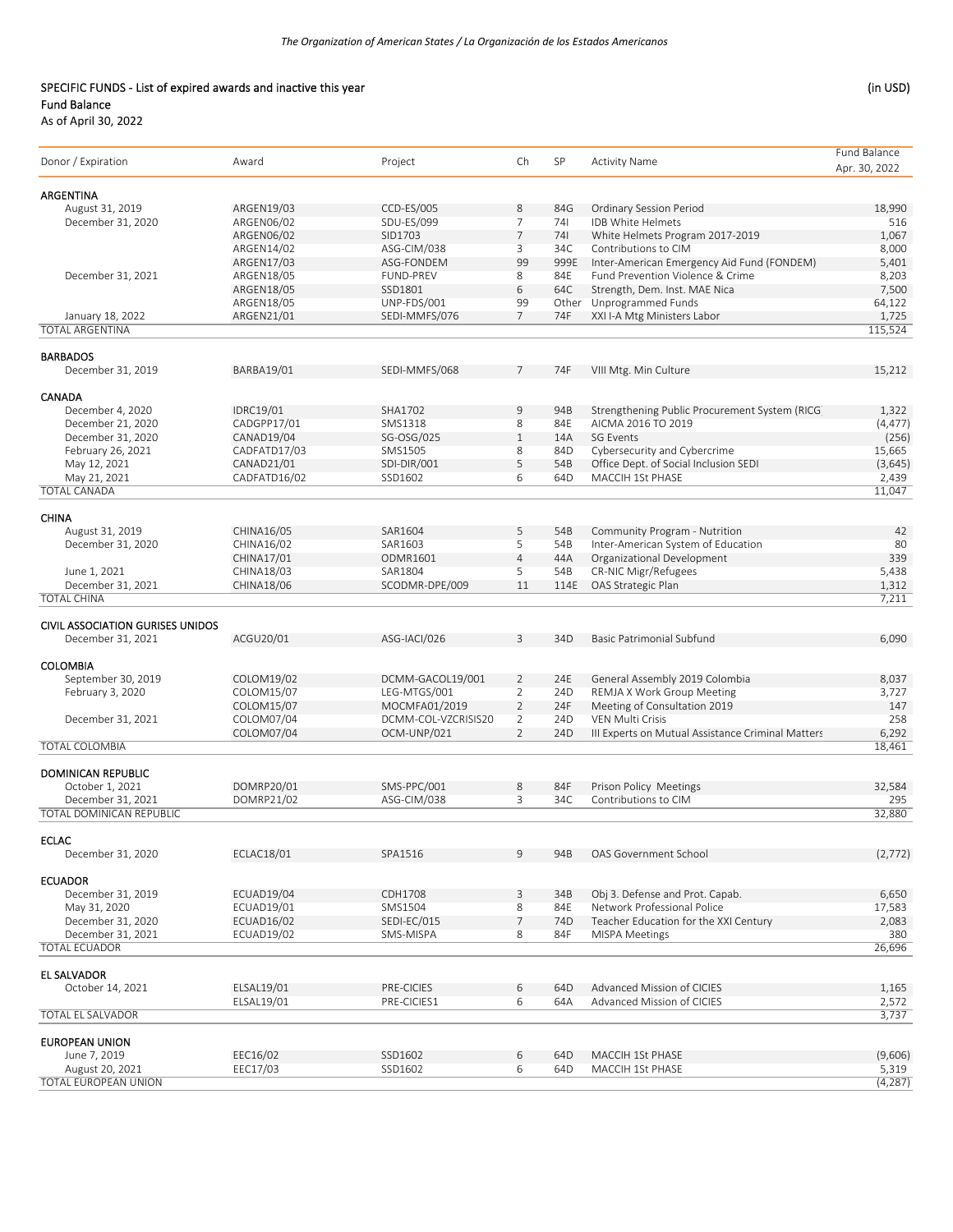*The Organization of American States / La Organización de los Estados Americanos*

SPECIFIC FUNDS - List of expired awards and inactive this year (in USD)

Fund Balance

As of April 30, 2022

| Donor / Expiration | Award | Project | Ch | SP | Activity Name | Fund Balance Apr. 30, 2022 |
|---|---|---|---|---|---|---|
| **ARGENTINA** | | | | | | |
| August 31, 2019 | ARGEN19/03 | CCD-ES/005 | 8 | 84G | Ordinary Session Period | 18,990 |
| December 31, 2020 | ARGEN06/02 | SDU-ES/099 | 7 | 74I | IDB White Helmets | 516 |
| | ARGEN06/02 | SID1703 | 7 | 74I | White Helmets Program 2017-2019 | 1,067 |
| | ARGEN14/02 | ASG-CIM/038 | 3 | 34C | Contributions to CIM | 8,000 |
| | ARGEN17/03 | ASG-FONDEM | 99 | 999E | Inter-American Emergency Aid Fund (FONDEM) | 5,401 |
| December 31, 2021 | ARGEN18/05 | FUND-PREV | 8 | 84E | Fund Prevention Violence & Crime | 8,203 |
| | ARGEN18/05 | SSD1801 | 6 | 64C | Strength, Dem. Inst. MAE Nica | 7,500 |
| | ARGEN18/05 | UNP-FDS/001 | 99 | Other | Unprogrammed Funds | 64,122 |
| January 18, 2022 | ARGEN21/01 | SEDI-MMFS/076 | 7 | 74F | XXI I-A Mtg Ministers Labor | 1,725 |
| TOTAL ARGENTINA | | | | | | 115,524 |
| **BARBADOS** | | | | | | |
| December 31, 2019 | BARBA19/01 | SEDI-MMFS/068 | 7 | 74F | VIII Mtg. Min Culture | 15,212 |
| **CANADA** | | | | | | |
| December 4, 2020 | IDRC19/01 | SHA1702 | 9 | 94B | Strengthening Public Procurement System (RICG | 1,322 |
| December 21, 2020 | CADGPP17/01 | SMS1318 | 8 | 84E | AICMA 2016 TO 2019 | (4,477) |
| December 31, 2020 | CANAD19/04 | SG-OSG/025 | 1 | 14A | SG Events | (256) |
| February 26, 2021 | CADFATD17/03 | SMS1505 | 8 | 84D | Cybersecurity and Cybercrime | 15,665 |
| May 12, 2021 | CANAD21/01 | SDI-DIR/001 | 5 | 54B | Office Dept. of Social Inclusion SEDI | (3,645) |
| May 21, 2021 | CADFATD16/02 | SSD1602 | 6 | 64D | MACCIH 1St PHASE | 2,439 |
| TOTAL CANADA | | | | | | 11,047 |
| **CHINA** | | | | | | |
| August 31, 2019 | CHINA16/05 | SAR1604 | 5 | 54B | Community Program - Nutrition | 42 |
| December 31, 2020 | CHINA16/02 | SAR1603 | 5 | 54B | Inter-American System of Education | 80 |
| | CHINA17/01 | ODMR1601 | 4 | 44A | Organizational Development | 339 |
| June 1, 2021 | CHINA18/03 | SAR1804 | 5 | 54B | CR-NIC Migr/Refugees | 5,438 |
| December 31, 2021 | CHINA18/06 | SCODMR-DPE/009 | 11 | 114E | OAS Strategic Plan | 1,312 |
| TOTAL CHINA | | | | | | 7,211 |
| **CIVIL ASSOCIATION GURISES UNIDOS** | | | | | | |
| December 31, 2021 | ACGU20/01 | ASG-IACI/026 | 3 | 34D | Basic Patrimonial Subfund | 6,090 |
| **COLOMBIA** | | | | | | |
| September 30, 2019 | COLOM19/02 | DCMM-GACOL19/001 | 2 | 24E | General Assembly 2019 Colombia | 8,037 |
| February 3, 2020 | COLOM15/07 | LEG-MTGS/001 | 2 | 24D | REMJA X Work Group Meeting | 3,727 |
| | COLOM15/07 | MOCMFA01/2019 | 2 | 24F | Meeting of Consultation 2019 | 147 |
| December 31, 2021 | COLOM07/04 | DCMM-COL-VZCRISIS20 | 2 | 24D | VEN Multi Crisis | 258 |
| | COLOM07/04 | OCM-UNP/021 | 2 | 24D | III Experts on Mutual Assistance Criminal Matters | 6,292 |
| TOTAL COLOMBIA | | | | | | 18,461 |
| **DOMINICAN REPUBLIC** | | | | | | |
| October 1, 2021 | DOMRP20/01 | SMS-PPC/001 | 8 | 84F | Prison Policy Meetings | 32,584 |
| December 31, 2021 | DOMRP21/02 | ASG-CIM/038 | 3 | 34C | Contributions to CIM | 295 |
| TOTAL DOMINICAN REPUBLIC | | | | | | 32,880 |
| **ECLAC** | | | | | | |
| December 31, 2020 | ECLAC18/01 | SPA1516 | 9 | 94B | OAS Government School | (2,772) |
| **ECUADOR** | | | | | | |
| December 31, 2019 | ECUAD19/04 | CDH1708 | 3 | 34B | Obj 3. Defense and Prot. Capab. | 6,650 |
| May 31, 2020 | ECUAD19/01 | SMS1504 | 8 | 84E | Network Professional Police | 17,583 |
| December 31, 2020 | ECUAD16/02 | SEDI-EC/015 | 7 | 74D | Teacher Education for the XXI Century | 2,083 |
| December 31, 2021 | ECUAD19/02 | SMS-MISPA | 8 | 84F | MISPA Meetings | 380 |
| TOTAL ECUADOR | | | | | | 26,696 |
| **EL SALVADOR** | | | | | | |
| October 14, 2021 | ELSAL19/01 | PRE-CICIES | 6 | 64D | Advanced Mission of CICIES | 1,165 |
| | ELSAL19/01 | PRE-CICIES1 | 6 | 64A | Advanced Mission of CICIES | 2,572 |
| TOTAL EL SALVADOR | | | | | | 3,737 |
| **EUROPEAN UNION** | | | | | | |
| June 7, 2019 | EEC16/02 | SSD1602 | 6 | 64D | MACCIH 1St PHASE | (9,606) |
| August 20, 2021 | EEC17/03 | SSD1602 | 6 | 64D | MACCIH 1St PHASE | 5,319 |
| TOTAL EUROPEAN UNION | | | | | | (4,287) |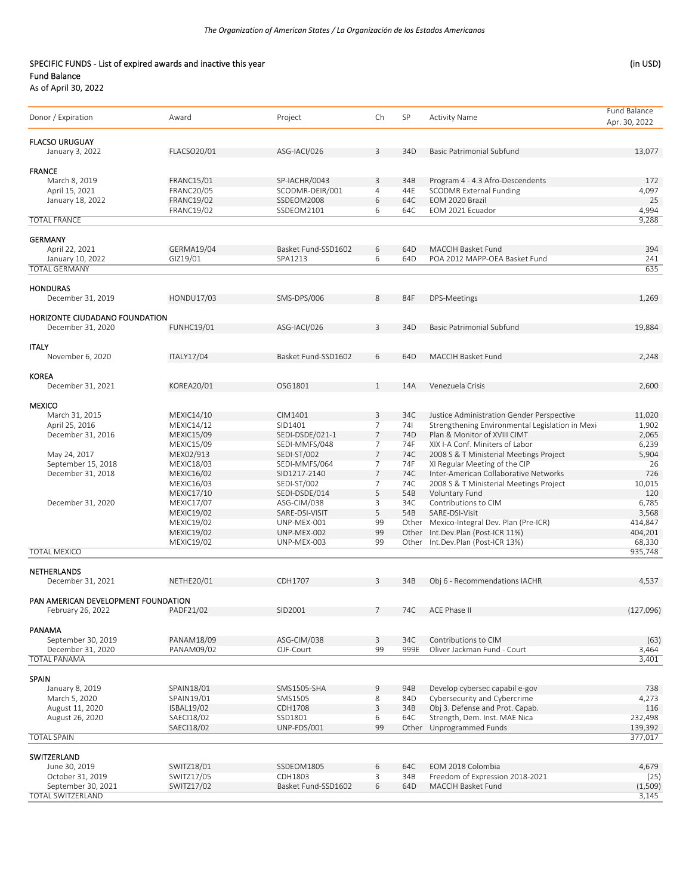SPECIFIC FUNDS - List of expired awards and inactive this year (in USD)

Fund Balance

As of April 30, 2022

| Donor / Expiration | Award | Project | Ch | SP | Activity Name | Fund Balance Apr. 30, 2022 |
|---|---|---|---|---|---|---|
| **FLACSO URUGUAY** | | | | | | |
| January 3, 2022 | FLACSO20/01 | ASG-IACI/026 | 3 | 34D | Basic Patrimonial Subfund | 13,077 |
| **FRANCE** | | | | | | |
| March 8, 2019 | FRANC15/01 | SP-IACHR/0043 | 3 | 34B | Program 4 - 4.3 Afro-Descendents | 172 |
| April 15, 2021 | FRANC20/05 | SCODMR-DEIR/001 | 4 | 44E | SCODMR External Funding | 4,097 |
| January 18, 2022 | FRANC19/02 | SSDEOM2008 | 6 | 64C | EOM 2020 Brazil | 25 |
| | FRANC19/02 | SSDEOM2101 | 6 | 64C | EOM 2021 Ecuador | 4,994 |
| TOTAL FRANCE | | | | | | 9,288 |
| **GERMANY** | | | | | | |
| April 22, 2021 | GERMA19/04 | Basket Fund-SSD1602 | 6 | 64D | MACCIH Basket Fund | 394 |
| January 10, 2022 | GIZ19/01 | SPA1213 | 6 | 64D | POA 2012 MAPP-OEA Basket Fund | 241 |
| TOTAL GERMANY | | | | | | 635 |
| **HONDURAS** | | | | | | |
| December 31, 2019 | HONDU17/03 | SMS-DPS/006 | 8 | 84F | DPS-Meetings | 1,269 |
| **HORIZONTE CIUDADANO FOUNDATION** | | | | | | |
| December 31, 2020 | FUNHC19/01 | ASG-IACI/026 | 3 | 34D | Basic Patrimonial Subfund | 19,884 |
| **ITALY** | | | | | | |
| November 6, 2020 | ITALY17/04 | Basket Fund-SSD1602 | 6 | 64D | MACCIH Basket Fund | 2,248 |
| **KOREA** | | | | | | |
| December 31, 2021 | KOREA20/01 | OSG1801 | 1 | 14A | Venezuela Crisis | 2,600 |
| **MEXICO** | | | | | | |
| March 31, 2015 | MEXIC14/10 | CIM1401 | 3 | 34C | Justice Administration Gender Perspective | 11,020 |
| April 25, 2016 | MEXIC14/12 | SID1401 | 7 | 74I | Strengthening Environmental Legislation in Mexi | 1,902 |
| December 31, 2016 | MEXIC15/09 | SEDI-DSDE/021-1 | 7 | 74D | Plan & Monitor of XVIII CIMT | 2,065 |
| | MEXIC15/09 | SEDI-MMFS/048 | 7 | 74F | XIX I-A Conf. Miniters of Labor | 6,239 |
| May 24, 2017 | MEX02/913 | SEDI-ST/002 | 7 | 74C | 2008 S & T Ministerial Meetings Project | 5,904 |
| September 15, 2018 | MEXIC18/03 | SEDI-MMFS/064 | 7 | 74F | XI Regular Meeting of the CIP | 26 |
| December 31, 2018 | MEXIC16/02 | SID1217-2140 | 7 | 74C | Inter-American Collaborative Networks | 726 |
| | MEXIC16/03 | SEDI-ST/002 | 7 | 74C | 2008 S & T Ministerial Meetings Project | 10,015 |
| | MEXIC17/10 | SEDI-DSDE/014 | 5 | 54B | Voluntary Fund | 120 |
| December 31, 2020 | MEXIC17/07 | ASG-CIM/038 | 3 | 34C | Contributions to CIM | 6,785 |
| | MEXIC19/02 | SARE-DSI-VISIT | 5 | 54B | SARE-DSI-Visit | 3,568 |
| | MEXIC19/02 | UNP-MEX-001 | 99 | Other | Mexico-Integral Dev. Plan (Pre-ICR) | 414,847 |
| | MEXIC19/02 | UNP-MEX-002 | 99 | Other | Int.Dev.Plan (Post-ICR 11%) | 404,201 |
| | MEXIC19/02 | UNP-MEX-003 | 99 | Other | Int.Dev.Plan (Post-ICR 13%) | 68,330 |
| TOTAL MEXICO | | | | | | 935,748 |
| **NETHERLANDS** | | | | | | |
| December 31, 2021 | NETHE20/01 | CDH1707 | 3 | 34B | Obj 6 - Recommendations IACHR | 4,537 |
| **PAN AMERICAN DEVELOPMENT FOUNDATION** | | | | | | |
| February 26, 2022 | PADF21/02 | SID2001 | 7 | 74C | ACE Phase II | (127,096) |
| **PANAMA** | | | | | | |
| September 30, 2019 | PANAM18/09 | ASG-CIM/038 | 3 | 34C | Contributions to CIM | (63) |
| December 31, 2020 | PANAM09/02 | OJF-Court | 99 | 999E | Oliver Jackman Fund - Court | 3,464 |
| TOTAL PANAMA | | | | | | 3,401 |
| **SPAIN** | | | | | | |
| January 8, 2019 | SPAIN18/01 | SMS1505-SHA | 9 | 94B | Develop cybersec capabil e-gov | 738 |
| March 5, 2020 | SPAIN19/01 | SMS1505 | 8 | 84D | Cybersecurity and Cybercrime | 4,273 |
| August 11, 2020 | ISBAL19/02 | CDH1708 | 3 | 34B | Obj 3. Defense and Prot. Capab. | 116 |
| August 26, 2020 | SAECI18/02 | SSD1801 | 6 | 64C | Strength, Dem. Inst. MAE Nica | 232,498 |
| | SAECI18/02 | UNP-FDS/001 | 99 | Other | Unprogrammed Funds | 139,392 |
| TOTAL SPAIN | | | | | | 377,017 |
| **SWITZERLAND** | | | | | | |
| June 30, 2019 | SWITZ18/01 | SSDEOM1805 | 6 | 64C | EOM 2018 Colombia | 4,679 |
| October 31, 2019 | SWITZ17/05 | CDH1803 | 3 | 34B | Freedom of Expression 2018-2021 | (25) |
| September 30, 2021 | SWITZ17/02 | Basket Fund-SSD1602 | 6 | 64D | MACCIH Basket Fund | (1,509) |
| TOTAL SWITZERLAND | | | | | | 3,145 |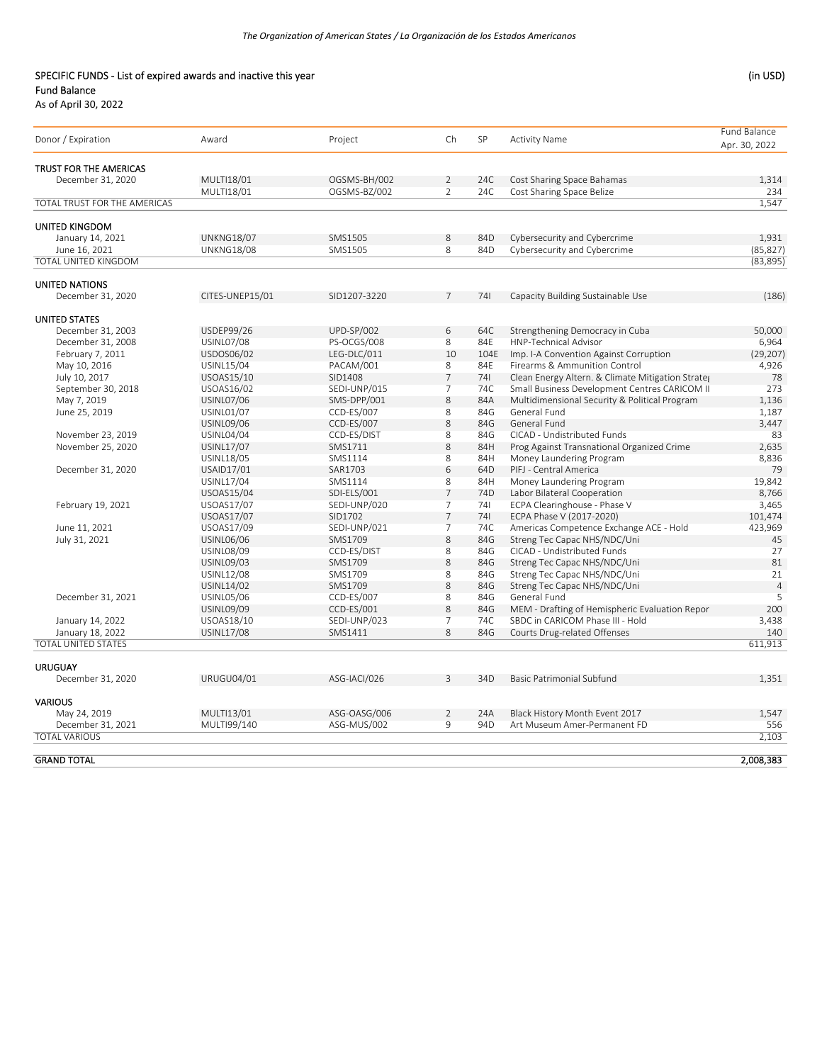SPECIFIC FUNDS - List of expired awards and inactive this year

(in USD)

Fund Balance

As of April 30, 2022

| Donor / Expiration | Award | Project | Ch | SP | Activity Name | Fund Balance Apr. 30, 2022 |
|---|---|---|---|---|---|---|
| TRUST FOR THE AMERICAS | | | | | | |
| December 31, 2020 | MULTI18/01 | OGSMS-BH/002 | 2 | 24C | Cost Sharing Space Bahamas | 1,314 |
| | MULTI18/01 | OGSMS-BZ/002 | 2 | 24C | Cost Sharing Space Belize | 234 |
| TOTAL TRUST FOR THE AMERICAS | | | | | | 1,547 |
| UNITED KINGDOM | | | | | | |
| January 14, 2021 | UNKNG18/07 | SMS1505 | 8 | 84D | Cybersecurity and Cybercrime | 1,931 |
| June 16, 2021 | UNKNG18/08 | SMS1505 | 8 | 84D | Cybersecurity and Cybercrime | (85,827) |
| TOTAL UNITED KINGDOM | | | | | | (83,895) |
| UNITED NATIONS | | | | | | |
| December 31, 2020 | CITES-UNEP15/01 | SID1207-3220 | 7 | 74I | Capacity Building Sustainable Use | (186) |
| UNITED STATES | | | | | | |
| December 31, 2003 | USDEP99/26 | UPD-SP/002 | 6 | 64C | Strengthening Democracy in Cuba | 50,000 |
| December 31, 2008 | USINL07/08 | PS-OCGS/008 | 8 | 84E | HNP-Technical Advisor | 6,964 |
| February 7, 2011 | USDOS06/02 | LEG-DLC/011 | 10 | 104E | Imp. I-A Convention Against Corruption | (29,207) |
| May 10, 2016 | USINL15/04 | PACAM/001 | 8 | 84E | Firearms & Ammunition Control | 4,926 |
| July 10, 2017 | USOAS15/10 | SID1408 | 7 | 74I | Clean Energy Altern. & Climate Mitigation Strate | 78 |
| September 30, 2018 | USOAS16/02 | SEDI-UNP/015 | 7 | 74C | Small Business Development Centres CARICOM II | 273 |
| May 7, 2019 | USINL07/06 | SMS-DPP/001 | 8 | 84A | Multidimensional Security & Political Program | 1,136 |
| June 25, 2019 | USINL01/07 | CCD-ES/007 | 8 | 84G | General Fund | 1,187 |
| | USINL09/06 | CCD-ES/007 | 8 | 84G | General Fund | 3,447 |
| November 23, 2019 | USINL04/04 | CCD-ES/DIST | 8 | 84G | CICAD - Undistributed Funds | 83 |
| November 25, 2020 | USINL17/07 | SMS1711 | 8 | 84H | Prog Against Transnational Organized Crime | 2,635 |
| | USINL18/05 | SMS1114 | 8 | 84H | Money Laundering Program | 8,836 |
| December 31, 2020 | USAID17/01 | SAR1703 | 6 | 64D | PIFJ - Central America | 79 |
| | USINL17/04 | SMS1114 | 8 | 84H | Money Laundering Program | 19,842 |
| | USOAS15/04 | SDI-ELS/001 | 7 | 74D | Labor Bilateral Cooperation | 8,766 |
| February 19, 2021 | USOAS17/07 | SEDI-UNP/020 | 7 | 74I | ECPA Clearinghouse - Phase V | 3,465 |
| | USOAS17/07 | SID1702 | 7 | 74I | ECPA Phase V (2017-2020) | 101,474 |
| June 11, 2021 | USOAS17/09 | SEDI-UNP/021 | 7 | 74C | Americas Competence Exchange ACE - Hold | 423,969 |
| July 31, 2021 | USINL06/06 | SMS1709 | 8 | 84G | Streng Tec Capac NHS/NDC/Uni | 45 |
| | USINL08/09 | CCD-ES/DIST | 8 | 84G | CICAD - Undistributed Funds | 27 |
| | USINL09/03 | SMS1709 | 8 | 84G | Streng Tec Capac NHS/NDC/Uni | 81 |
| | USINL12/08 | SMS1709 | 8 | 84G | Streng Tec Capac NHS/NDC/Uni | 21 |
| | USINL14/02 | SMS1709 | 8 | 84G | Streng Tec Capac NHS/NDC/Uni | 4 |
| December 31, 2021 | USINL05/06 | CCD-ES/007 | 8 | 84G | General Fund | 5 |
| | USINL09/09 | CCD-ES/001 | 8 | 84G | MEM - Drafting of Hemispheric Evaluation Repor | 200 |
| January 14, 2022 | USOAS18/10 | SEDI-UNP/023 | 7 | 74C | SBDC in CARICOM Phase III - Hold | 3,438 |
| January 18, 2022 | USINL17/08 | SMS1411 | 8 | 84G | Courts Drug-related Offenses | 140 |
| TOTAL UNITED STATES | | | | | | 611,913 |
| URUGUAY | | | | | | |
| December 31, 2020 | URUGU04/01 | ASG-IACI/026 | 3 | 34D | Basic Patrimonial Subfund | 1,351 |
| VARIOUS | | | | | | |
| May 24, 2019 | MULTI13/01 | ASG-OASG/006 | 2 | 24A | Black History Month Event 2017 | 1,547 |
| December 31, 2021 | MULTI99/140 | ASG-MUS/002 | 9 | 94D | Art Museum Amer-Permanent FD | 556 |
| TOTAL VARIOUS | | | | | | 2,103 |
| GRAND TOTAL | | | | | | 2,008,383 |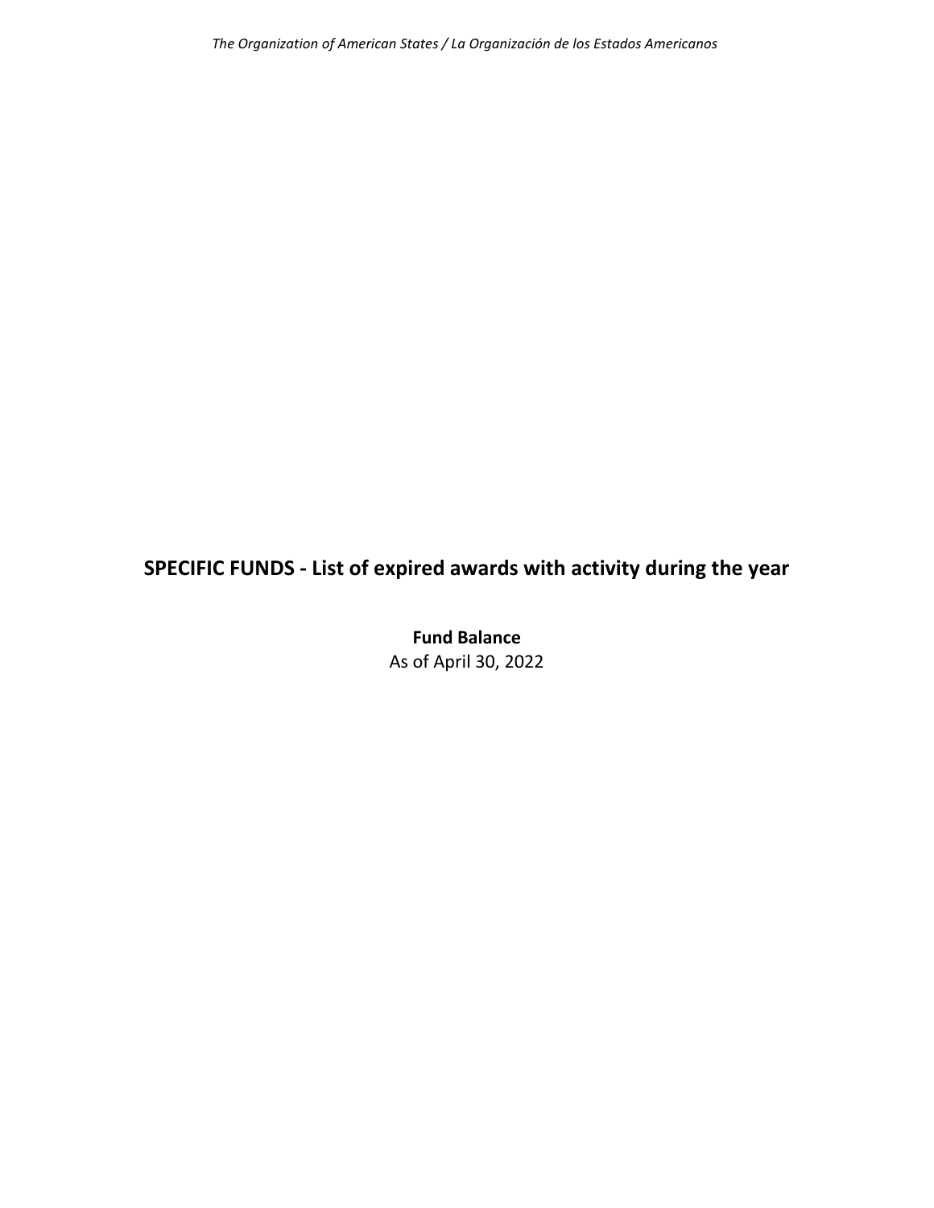# SPECIFIC FUNDS - List of expired awards with activity during the year

**Fund Balance**

As of April 30, 2022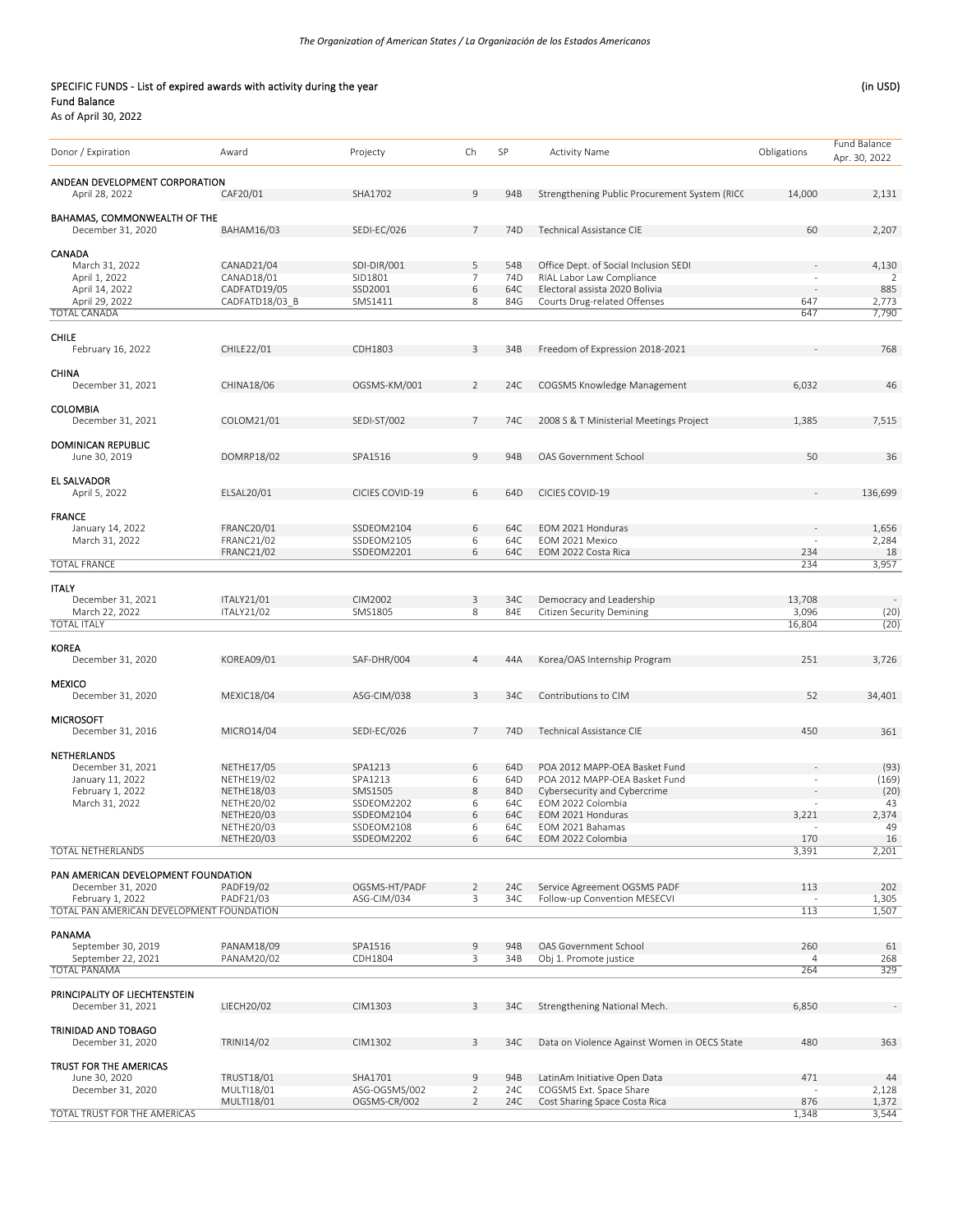SPECIFIC FUNDS - List of expired awards with activity during the year (in USD)

Fund Balance

As of April 30, 2022

| Donor / Expiration | Award | Projecty | Ch | SP | Activity Name | Obligations | Fund Balance Apr. 30, 2022 |
|---|---|---|---|---|---|---|---|
| ANDEAN DEVELOPMENT CORPORATION | | | | | | | |
| April 28, 2022 | CAF20/01 | SHA1702 | 9 | 94B | Strengthening Public Procurement System (RICC | 14,000 | 2,131 |
| BAHAMAS, COMMONWEALTH OF THE | | | | | | | |
| December 31, 2020 | BAHAM16/03 | SEDI-EC/026 | 7 | 74D | Technical Assistance CIE | 60 | 2,207 |
| CANADA | | | | | | | |
| March 31, 2022 | CANAD21/04 | SDI-DIR/001 | 5 | 54B | Office Dept. of Social Inclusion SEDI | - | 4,130 |
| April 1, 2022 | CANAD18/01 | SID1801 | 7 | 74D | RIAL Labor Law Compliance | - | 2 |
| April 14, 2022 | CADFATD19/05 | SSD2001 | 6 | 64C | Electoral assista 2020 Bolivia | - | 885 |
| April 29, 2022 | CADFATD18/03_B | SMS1411 | 8 | 84G | Courts Drug-related Offenses | 647 | 2,773 |
| TOTAL CANADA | | | | | | 647 | 7,790 |
| CHILE | | | | | | | |
| February 16, 2022 | CHILE22/01 | CDH1803 | 3 | 34B | Freedom of Expression 2018-2021 | - | 768 |
| CHINA | | | | | | | |
| December 31, 2021 | CHINA18/06 | OGSMS-KM/001 | 2 | 24C | COGSMS Knowledge Management | 6,032 | 46 |
| COLOMBIA | | | | | | | |
| December 31, 2021 | COLOM21/01 | SEDI-ST/002 | 7 | 74C | 2008 S & T Ministerial Meetings Project | 1,385 | 7,515 |
| DOMINICAN REPUBLIC | | | | | | | |
| June 30, 2019 | DOMRP18/02 | SPA1516 | 9 | 94B | OAS Government School | 50 | 36 |
| EL SALVADOR | | | | | | | |
| April 5, 2022 | ELSAL20/01 | CICIES COVID-19 | 6 | 64D | CICIES COVID-19 | - | 136,699 |
| FRANCE | | | | | | | |
| January 14, 2022 | FRANC20/01 | SSDEOM2104 | 6 | 64C | EOM 2021 Honduras | - | 1,656 |
| March 31, 2022 | FRANC21/02 | SSDEOM2105 | 6 | 64C | EOM 2021 Mexico | - | 2,284 |
| | FRANC21/02 | SSDEOM2201 | 6 | 64C | EOM 2022 Costa Rica | 234 | 18 |
| TOTAL FRANCE | | | | | | 234 | 3,957 |
| ITALY | | | | | | | |
| December 31, 2021 | ITALY21/01 | CIM2002 | 3 | 34C | Democracy and Leadership | 13,708 | - |
| March 22, 2022 | ITALY21/02 | SMS1805 | 8 | 84E | Citizen Security Demining | 3,096 | (20) |
| TOTAL ITALY | | | | | | 16,804 | (20) |
| KOREA | | | | | | | |
| December 31, 2020 | KOREA09/01 | SAF-DHR/004 | 4 | 44A | Korea/OAS Internship Program | 251 | 3,726 |
| MEXICO | | | | | | | |
| December 31, 2020 | MEXIC18/04 | ASG-CIM/038 | 3 | 34C | Contributions to CIM | 52 | 34,401 |
| MICROSOFT | | | | | | | |
| December 31, 2016 | MICRO14/04 | SEDI-EC/026 | 7 | 74D | Technical Assistance CIE | 450 | 361 |
| NETHERLANDS | | | | | | | |
| December 31, 2021 | NETHE17/05 | SPA1213 | 6 | 64D | POA 2012 MAPP-OEA Basket Fund | - | (93) |
| January 11, 2022 | NETHE19/02 | SPA1213 | 6 | 64D | POA 2012 MAPP-OEA Basket Fund | - | (169) |
| February 1, 2022 | NETHE18/03 | SMS1505 | 8 | 84D | Cybersecurity and Cybercrime | - | (20) |
| March 31, 2022 | NETHE20/02 | SSDEOM2202 | 6 | 64C | EOM 2022 Colombia | - | 43 |
| | NETHE20/03 | SSDEOM2104 | 6 | 64C | EOM 2021 Honduras | 3,221 | 2,374 |
| | NETHE20/03 | SSDEOM2108 | 6 | 64C | EOM 2021 Bahamas | - | 49 |
| | NETHE20/03 | SSDEOM2202 | 6 | 64C | EOM 2022 Colombia | 170 | 16 |
| TOTAL NETHERLANDS | | | | | | 3,391 | 2,201 |
| PAN AMERICAN DEVELOPMENT FOUNDATION | | | | | | | |
| December 31, 2020 | PADF19/02 | OGSMS-HT/PADF | 2 | 24C | Service Agreement OGSMS PADF | 113 | 202 |
| February 1, 2022 | PADF21/03 | ASG-CIM/034 | 3 | 34C | Follow-up Convention MESECVI | - | 1,305 |
| TOTAL PAN AMERICAN DEVELOPMENT FOUNDATION | | | | | | 113 | 1,507 |
| PANAMA | | | | | | | |
| September 30, 2019 | PANAM18/09 | SPA1516 | 9 | 94B | OAS Government School | 260 | 61 |
| September 22, 2021 | PANAM20/02 | CDH1804 | 3 | 34B | Obj 1. Promote justice | 4 | 268 |
| TOTAL PANAMA | | | | | | 264 | 329 |
| PRINCIPALITY OF LIECHTENSTEIN | | | | | | | |
| December 31, 2021 | LIECH20/02 | CIM1303 | 3 | 34C | Strengthening National Mech. | 6,850 | - |
| TRINIDAD AND TOBAGO | | | | | | | |
| December 31, 2020 | TRINI14/02 | CIM1302 | 3 | 34C | Data on Violence Against Women in OECS State | 480 | 363 |
| TRUST FOR THE AMERICAS | | | | | | | |
| June 30, 2020 | TRUST18/01 | SHA1701 | 9 | 94B | LatinAm Initiative Open Data | 471 | 44 |
| December 31, 2020 | MULTI18/01 | ASG-OGSMS/002 | 2 | 24C | COGSMS Ext. Space Share | - | 2,128 |
| | MULTI18/01 | OGSMS-CR/002 | 2 | 24C | Cost Sharing Space Costa Rica | 876 | 1,372 |
| TOTAL TRUST FOR THE AMERICAS | | | | | | 1,348 | 3,544 |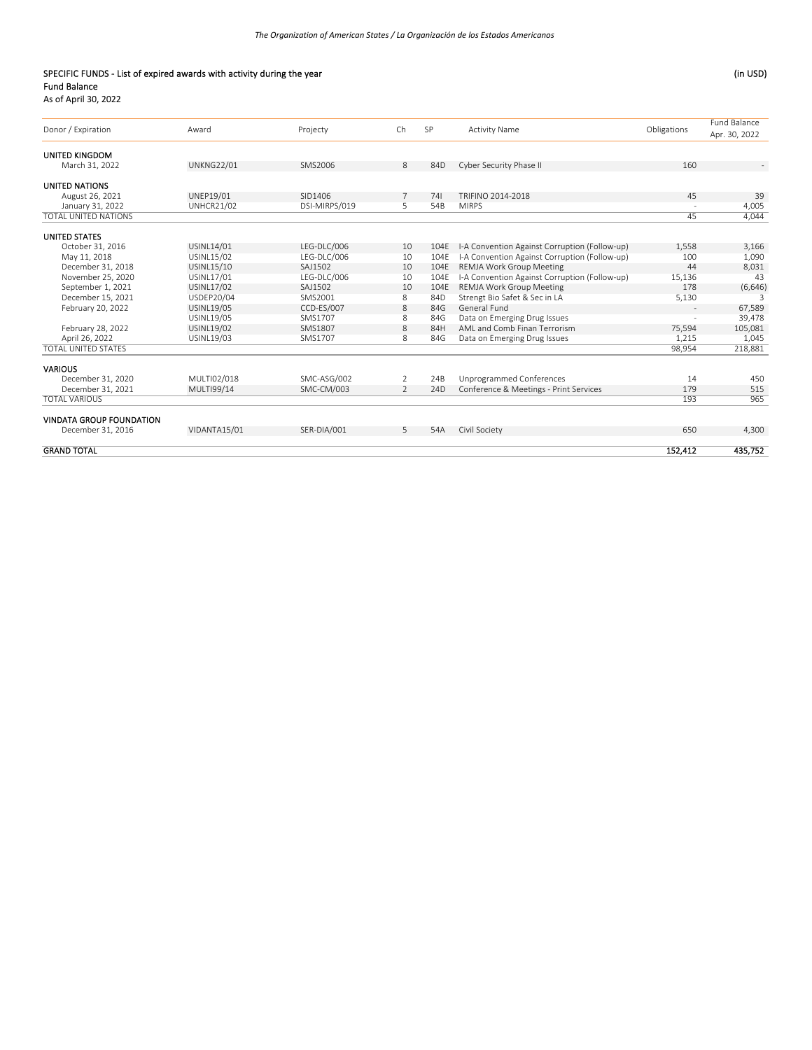SPECIFIC FUNDS - List of expired awards with activity during the year (in USD)

Fund Balance

As of April 30, 2022

| Donor / Expiration | Award | Projecty | Ch | SP | Activity Name | Obligations | Fund Balance Apr. 30, 2022 |
|---|---|---|---|---|---|---|---|
| **UNITED KINGDOM** | | | | | | | |
| March 31, 2022 | UNKNG22/01 | SMS2006 | 8 | 84D | Cyber Security Phase II | 160 | - |
| **UNITED NATIONS** | | | | | | | |
| August 26, 2021 | UNEP19/01 | SID1406 | 7 | 74I | TRIFINO 2014-2018 | 45 | 39 |
| January 31, 2022 | UNHCR21/02 | DSI-MIRPS/019 | 5 | 54B | MIRPS | - | 4,005 |
| TOTAL UNITED NATIONS | | | | | | 45 | 4,044 |
| **UNITED STATES** | | | | | | | |
| October 31, 2016 | USINL14/01 | LEG-DLC/006 | 10 | 104E | I-A Convention Against Corruption (Follow-up) | 1,558 | 3,166 |
| May 11, 2018 | USINL15/02 | LEG-DLC/006 | 10 | 104E | I-A Convention Against Corruption (Follow-up) | 100 | 1,090 |
| December 31, 2018 | USINL15/10 | SAJ1502 | 10 | 104E | REMJA Work Group Meeting | 44 | 8,031 |
| November 25, 2020 | USINL17/01 | LEG-DLC/006 | 10 | 104E | I-A Convention Against Corruption (Follow-up) | 15,136 | 43 |
| September 1, 2021 | USINL17/02 | SAJ1502 | 10 | 104E | REMJA Work Group Meeting | 178 | (6,646) |
| December 15, 2021 | USDEP20/04 | SMS2001 | 8 | 84D | Strengt Bio Safet & Sec in LA | 5,130 | 3 |
| February 20, 2022 | USINL19/05 | CCD-ES/007 | 8 | 84G | General Fund | - | 67,589 |
| | USINL19/05 | SMS1707 | 8 | 84G | Data on Emerging Drug Issues | - | 39,478 |
| February 28, 2022 | USINL19/02 | SMS1807 | 8 | 84H | AML and Comb Finan Terrorism | 75,594 | 105,081 |
| April 26, 2022 | USINL19/03 | SMS1707 | 8 | 84G | Data on Emerging Drug Issues | 1,215 | 1,045 |
| TOTAL UNITED STATES | | | | | | 98,954 | 218,881 |
| **VARIOUS** | | | | | | | |
| December 31, 2020 | MULTI02/018 | SMC-ASG/002 | 2 | 24B | Unprogrammed Conferences | 14 | 450 |
| December 31, 2021 | MULTI99/14 | SMC-CM/003 | 2 | 24D | Conference & Meetings - Print Services | 179 | 515 |
| TOTAL VARIOUS | | | | | | 193 | 965 |
| **VINDATA GROUP FOUNDATION** | | | | | | | |
| December 31, 2016 | VIDANTA15/01 | SER-DIA/001 | 5 | 54A | Civil Society | 650 | 4,300 |
| **GRAND TOTAL** | | | | | | **152,412** | **435,752** |